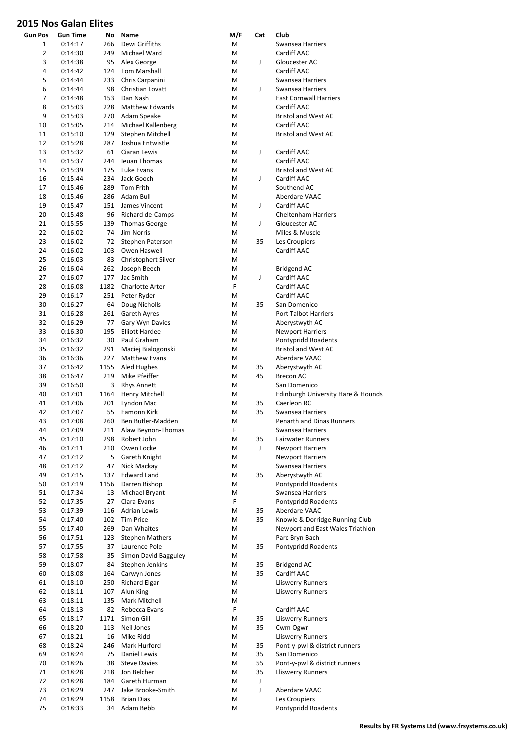# 2015 Nos Galan Elites

| Gun Pos | Gun Time | No | Name | M/F | Cat | Club |
|---|---|---|---|---|---|---|
| 1 | 0:14:17 | 266 | Dewi Griffiths | M | | Swansea Harriers |
| 2 | 0:14:30 | 249 | Michael Ward | M | | Cardiff AAC |
| 3 | 0:14:38 | 95 | Alex George | M | J | Gloucester AC |
| 4 | 0:14:42 | 124 | Tom Marshall | M | | Cardiff AAC |
| 5 | 0:14:44 | 233 | Chris Carpanini | M | | Swansea Harriers |
| 6 | 0:14:44 | 98 | Christian Lovatt | M | J | Swansea Harriers |
| 7 | 0:14:48 | 153 | Dan Nash | M | | East Cornwall Harriers |
| 8 | 0:15:03 | 228 | Matthew Edwards | M | | Cardiff AAC |
| 9 | 0:15:03 | 270 | Adam Speake | M | | Bristol and West AC |
| 10 | 0:15:05 | 214 | Michael Kallenberg | M | | Cardiff AAC |
| 11 | 0:15:10 | 129 | Stephen Mitchell | M | | Bristol and West AC |
| 12 | 0:15:28 | 287 | Joshua Entwistle | M | | |
| 13 | 0:15:32 | 61 | Ciaran Lewis | M | J | Cardiff AAC |
| 14 | 0:15:37 | 244 | Ieuan Thomas | M | | Cardiff AAC |
| 15 | 0:15:39 | 175 | Luke Evans | M | | Bristol and West AC |
| 16 | 0:15:44 | 234 | Jack Gooch | M | J | Cardiff AAC |
| 17 | 0:15:46 | 289 | Tom Frith | M | | Southend AC |
| 18 | 0:15:46 | 286 | Adam Bull | M | | Aberdare VAAC |
| 19 | 0:15:47 | 151 | James Vincent | M | J | Cardiff AAC |
| 20 | 0:15:48 | 96 | Richard de-Camps | M | | Cheltenham Harriers |
| 21 | 0:15:55 | 139 | Thomas George | M | J | Gloucester AC |
| 22 | 0:16:02 | 74 | Jim Norris | M | | Miles & Muscle |
| 23 | 0:16:02 | 72 | Stephen Paterson | M | 35 | Les Croupiers |
| 24 | 0:16:02 | 103 | Owen Haswell | M | | Cardiff AAC |
| 25 | 0:16:03 | 83 | Christophert Silver | M | | |
| 26 | 0:16:04 | 262 | Joseph Beech | M | | Bridgend AC |
| 27 | 0:16:07 | 177 | Jac Smith | M | J | Cardiff AAC |
| 28 | 0:16:08 | 1182 | Charlotte Arter | F | | Cardiff AAC |
| 29 | 0:16:17 | 251 | Peter Ryder | M | | Cardiff AAC |
| 30 | 0:16:27 | 64 | Doug Nicholls | M | 35 | San Domenico |
| 31 | 0:16:28 | 261 | Gareth Ayres | M | | Port Talbot Harriers |
| 32 | 0:16:29 | 77 | Gary Wyn Davies | M | | Aberystwyth AC |
| 33 | 0:16:30 | 195 | Elliott Hardee | M | | Newport Harriers |
| 34 | 0:16:32 | 30 | Paul Graham | M | | Pontypridd Roadents |
| 35 | 0:16:32 | 291 | Maciej Bialogonski | M | | Bristol and West AC |
| 36 | 0:16:36 | 227 | Matthew Evans | M | | Aberdare VAAC |
| 37 | 0:16:42 | 1155 | Aled Hughes | M | 35 | Aberystwyth AC |
| 38 | 0:16:47 | 219 | Mike Pfeiffer | M | 45 | Brecon AC |
| 39 | 0:16:50 | 3 | Rhys Annett | M | | San Domenico |
| 40 | 0:17:01 | 1164 | Henry Mitchell | M | | Edinburgh University Hare & Hounds |
| 41 | 0:17:06 | 201 | Lyndon Mac | M | 35 | Caerleon RC |
| 42 | 0:17:07 | 55 | Eamonn Kirk | M | 35 | Swansea Harriers |
| 43 | 0:17:08 | 260 | Ben Butler-Madden | M | | Penarth and Dinas Runners |
| 44 | 0:17:09 | 211 | Alaw Beynon-Thomas | F | | Swansea Harriers |
| 45 | 0:17:10 | 298 | Robert John | M | 35 | Fairwater Runners |
| 46 | 0:17:11 | 210 | Owen Locke | M | J | Newport Harriers |
| 47 | 0:17:12 | 5 | Gareth Knight | M | | Newport Harriers |
| 48 | 0:17:12 | 47 | Nick Mackay | M | | Swansea Harriers |
| 49 | 0:17:15 | 137 | Edward Land | M | 35 | Aberystwyth AC |
| 50 | 0:17:19 | 1156 | Darren Bishop | M | | Pontypridd Roadents |
| 51 | 0:17:34 | 13 | Michael Bryant | M | | Swansea Harriers |
| 52 | 0:17:35 | 27 | Clara Evans | F | | Pontypridd Roadents |
| 53 | 0:17:39 | 116 | Adrian Lewis | M | 35 | Aberdare VAAC |
| 54 | 0:17:40 | 102 | Tim Price | M | 35 | Knowle & Dorridge Running Club |
| 55 | 0:17:40 | 269 | Dan Whaites | M | | Newport and East Wales Triathlon |
| 56 | 0:17:51 | 123 | Stephen Mathers | M | | Parc Bryn Bach |
| 57 | 0:17:55 | 37 | Laurence Pole | M | 35 | Pontypridd Roadents |
| 58 | 0:17:58 | 35 | Simon David Bagguley | M | | |
| 59 | 0:18:07 | 84 | Stephen Jenkins | M | 35 | Bridgend AC |
| 60 | 0:18:08 | 164 | Carwyn Jones | M | 35 | Cardiff AAC |
| 61 | 0:18:10 | 250 | Richard Elgar | M | | Lliswerry Runners |
| 62 | 0:18:11 | 107 | Alun King | M | | Lliswerry Runners |
| 63 | 0:18:11 | 135 | Mark Mitchell | M | | |
| 64 | 0:18:13 | 82 | Rebecca Evans | F | | Cardiff AAC |
| 65 | 0:18:17 | 1171 | Simon Gill | M | 35 | Lliswerry Runners |
| 66 | 0:18:20 | 113 | Neil Jones | M | 35 | Cwm Ogwr |
| 67 | 0:18:21 | 16 | Mike Ridd | M | | Lliswerry Runners |
| 68 | 0:18:24 | 246 | Mark Hurford | M | 35 | Pont-y-pwl & district runners |
| 69 | 0:18:24 | 75 | Daniel Lewis | M | 35 | San Domenico |
| 70 | 0:18:26 | 38 | Steve Davies | M | 55 | Pont-y-pwl & district runners |
| 71 | 0:18:28 | 218 | Jon Belcher | M | 35 | Lliswerry Runners |
| 72 | 0:18:28 | 184 | Gareth Hurman | M | J | |
| 73 | 0:18:29 | 247 | Jake Brooke-Smith | M | J | Aberdare VAAC |
| 74 | 0:18:29 | 1158 | Brian Dias | M | | Les Croupiers |
| 75 | 0:18:33 | 34 | Adam Bebb | M | | Pontypridd Roadents |

**Results by FR Systems Ltd (www.frsystems.co.uk)**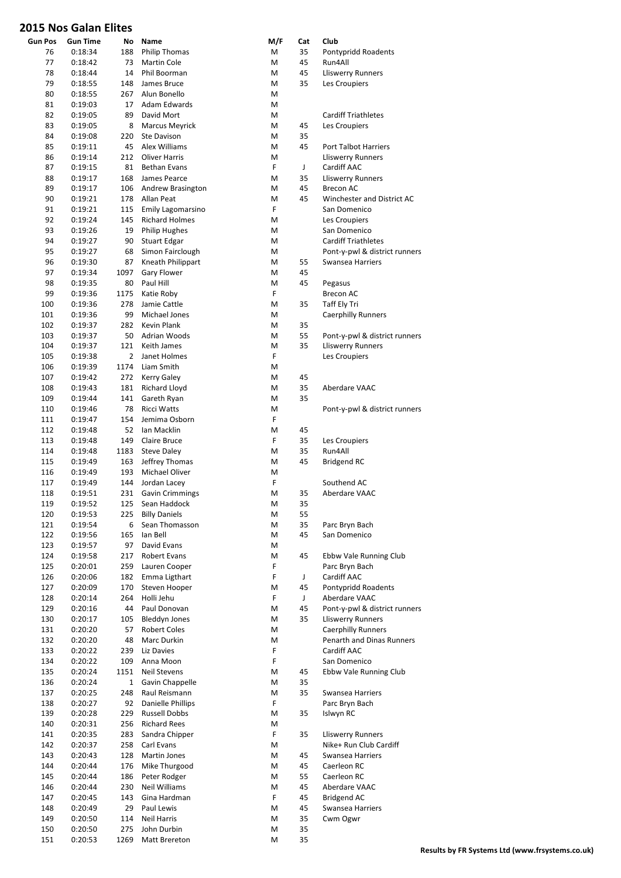## 2015 Nos Galan Elites

| Gun Pos | Gun Time | No | Name | M/F | Cat | Club |
|---|---|---|---|---|---|---|
| 76 | 0:18:34 | 188 | Philip Thomas | M | 35 | Pontypridd Roadents |
| 77 | 0:18:42 | 73 | Martin Cole | M | 45 | Run4All |
| 78 | 0:18:44 | 14 | Phil Boorman | M | 45 | Lliswerry Runners |
| 79 | 0:18:55 | 148 | James Bruce | M | 35 | Les Croupiers |
| 80 | 0:18:55 | 267 | Alun Bonello | M | | |
| 81 | 0:19:03 | 17 | Adam Edwards | M | | |
| 82 | 0:19:05 | 89 | David Mort | M | | Cardiff Triathletes |
| 83 | 0:19:05 | 8 | Marcus Meyrick | M | 45 | Les Croupiers |
| 84 | 0:19:08 | 220 | Ste Davison | M | 35 | |
| 85 | 0:19:11 | 45 | Alex Williams | M | 45 | Port Talbot Harriers |
| 86 | 0:19:14 | 212 | Oliver Harris | M | | Lliswerry Runners |
| 87 | 0:19:15 | 81 | Bethan Evans | F | J | Cardiff AAC |
| 88 | 0:19:17 | 168 | James Pearce | M | 35 | Lliswerry Runners |
| 89 | 0:19:17 | 106 | Andrew Brasington | M | 45 | Brecon AC |
| 90 | 0:19:21 | 178 | Allan Peat | M | 45 | Winchester and District AC |
| 91 | 0:19:21 | 115 | Emily Lagomarsino | F | | San Domenico |
| 92 | 0:19:24 | 145 | Richard Holmes | M | | Les Croupiers |
| 93 | 0:19:26 | 19 | Philip Hughes | M | | San Domenico |
| 94 | 0:19:27 | 90 | Stuart Edgar | M | | Cardiff Triathletes |
| 95 | 0:19:27 | 68 | Simon Fairclough | M | | Pont-y-pwl & district runners |
| 96 | 0:19:30 | 87 | Kneath Philippart | M | 55 | Swansea Harriers |
| 97 | 0:19:34 | 1097 | Gary Flower | M | 45 | |
| 98 | 0:19:35 | 80 | Paul Hill | M | 45 | Pegasus |
| 99 | 0:19:36 | 1175 | Katie Roby | F | | Brecon AC |
| 100 | 0:19:36 | 278 | Jamie Cattle | M | 35 | Taff Ely Tri |
| 101 | 0:19:36 | 99 | Michael Jones | M | | Caerphilly Runners |
| 102 | 0:19:37 | 282 | Kevin Plank | M | 35 | |
| 103 | 0:19:37 | 50 | Adrian Woods | M | 55 | Pont-y-pwl & district runners |
| 104 | 0:19:37 | 121 | Keith James | M | 35 | Lliswerry Runners |
| 105 | 0:19:38 | 2 | Janet Holmes | F | | Les Croupiers |
| 106 | 0:19:39 | 1174 | Liam Smith | M | | |
| 107 | 0:19:42 | 272 | Kerry Galey | M | 45 | |
| 108 | 0:19:43 | 181 | Richard Lloyd | M | 35 | Aberdare VAAC |
| 109 | 0:19:44 | 141 | Gareth Ryan | M | 35 | |
| 110 | 0:19:46 | 78 | Ricci Watts | M | | Pont-y-pwl & district runners |
| 111 | 0:19:47 | 154 | Jemima Osborn | F | | |
| 112 | 0:19:48 | 52 | Ian Macklin | M | 45 | |
| 113 | 0:19:48 | 149 | Claire Bruce | F | 35 | Les Croupiers |
| 114 | 0:19:48 | 1183 | Steve Daley | M | 35 | Run4All |
| 115 | 0:19:49 | 163 | Jeffrey Thomas | M | 45 | Bridgend RC |
| 116 | 0:19:49 | 193 | Michael Oliver | M | | |
| 117 | 0:19:49 | 144 | Jordan Lacey | F | | Southend AC |
| 118 | 0:19:51 | 231 | Gavin Crimmings | M | 35 | Aberdare VAAC |
| 119 | 0:19:52 | 125 | Sean Haddock | M | 35 | |
| 120 | 0:19:53 | 225 | Billy Daniels | M | 55 | |
| 121 | 0:19:54 | 6 | Sean Thomasson | M | 35 | Parc Bryn Bach |
| 122 | 0:19:56 | 165 | Ian Bell | M | 45 | San Domenico |
| 123 | 0:19:57 | 97 | David Evans | M | | |
| 124 | 0:19:58 | 217 | Robert Evans | M | 45 | Ebbw Vale Running Club |
| 125 | 0:20:01 | 259 | Lauren Cooper | F | | Parc Bryn Bach |
| 126 | 0:20:06 | 182 | Emma Ligthart | F | J | Cardiff AAC |
| 127 | 0:20:09 | 170 | Steven Hooper | M | 45 | Pontypridd Roadents |
| 128 | 0:20:14 | 264 | Holli Jehu | F | J | Aberdare VAAC |
| 129 | 0:20:16 | 44 | Paul Donovan | M | 45 | Pont-y-pwl & district runners |
| 130 | 0:20:17 | 105 | Bleddyn Jones | M | 35 | Lliswerry Runners |
| 131 | 0:20:20 | 57 | Robert Coles | M | | Caerphilly Runners |
| 132 | 0:20:20 | 48 | Marc Durkin | M | | Penarth and Dinas Runners |
| 133 | 0:20:22 | 239 | Liz Davies | F | | Cardiff AAC |
| 134 | 0:20:22 | 109 | Anna Moon | F | | San Domenico |
| 135 | 0:20:24 | 1151 | Neil Stevens | M | 45 | Ebbw Vale Running Club |
| 136 | 0:20:24 | 1 | Gavin Chappelle | M | 35 | |
| 137 | 0:20:25 | 248 | Raul Reismann | M | 35 | Swansea Harriers |
| 138 | 0:20:27 | 92 | Danielle Phillips | F | | Parc Bryn Bach |
| 139 | 0:20:28 | 229 | Russell Dobbs | M | 35 | Islwyn RC |
| 140 | 0:20:31 | 256 | Richard Rees | M | | |
| 141 | 0:20:35 | 283 | Sandra Chipper | F | 35 | Lliswerry Runners |
| 142 | 0:20:37 | 258 | Carl Evans | M | | Nike+ Run Club Cardiff |
| 143 | 0:20:43 | 128 | Martin Jones | M | 45 | Swansea Harriers |
| 144 | 0:20:44 | 176 | Mike Thurgood | M | 45 | Caerleon RC |
| 145 | 0:20:44 | 186 | Peter Rodger | M | 55 | Caerleon RC |
| 146 | 0:20:44 | 230 | Neil Williams | M | 45 | Aberdare VAAC |
| 147 | 0:20:45 | 143 | Gina Hardman | F | 45 | Bridgend AC |
| 148 | 0:20:49 | 29 | Paul Lewis | M | 45 | Swansea Harriers |
| 149 | 0:20:50 | 114 | Neil Harris | M | 35 | Cwm Ogwr |
| 150 | 0:20:50 | 275 | John Durbin | M | 35 | |
| 151 | 0:20:53 | 1269 | Matt Brereton | M | 35 | |

**Results by FR Systems Ltd (www.frsystems.co.uk)**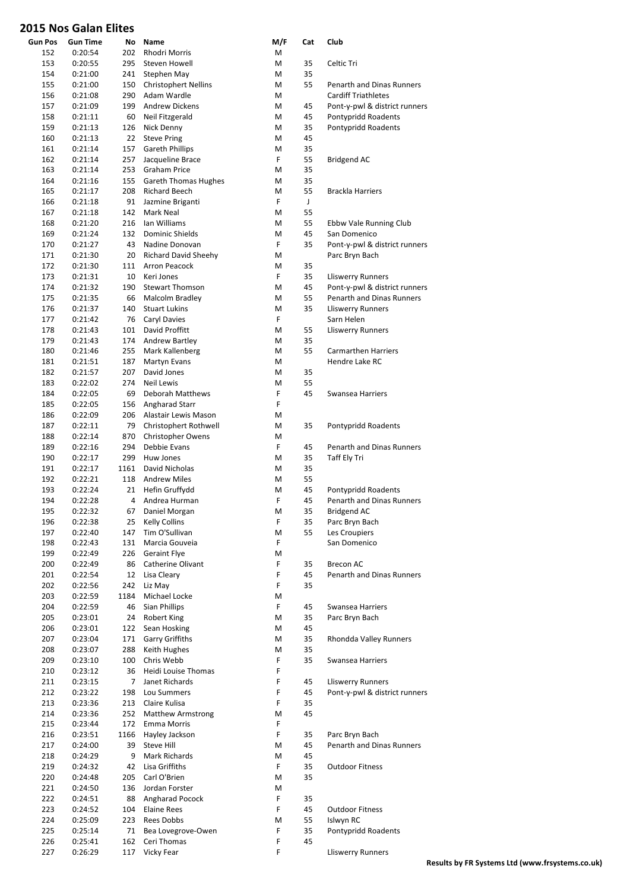## 2015 Nos Galan Elites

| Gun Pos | Gun Time | No | Name | M/F | Cat | Club |
|---|---|---|---|---|---|---|
| 152 | 0:20:54 | 202 | Rhodri Morris | M | | |
| 153 | 0:20:55 | 295 | Steven Howell | M | 35 | Celtic Tri |
| 154 | 0:21:00 | 241 | Stephen May | M | 35 | |
| 155 | 0:21:00 | 150 | Christophert Nellins | M | 55 | Penarth and Dinas Runners |
| 156 | 0:21:08 | 290 | Adam Wardle | M | | Cardiff Triathletes |
| 157 | 0:21:09 | 199 | Andrew Dickens | M | 45 | Pont-y-pwl & district runners |
| 158 | 0:21:11 | 60 | Neil Fitzgerald | M | 45 | Pontypridd Roadents |
| 159 | 0:21:13 | 126 | Nick Denny | M | 35 | Pontypridd Roadents |
| 160 | 0:21:13 | 22 | Steve Pring | M | 45 | |
| 161 | 0:21:14 | 157 | Gareth Phillips | M | 35 | |
| 162 | 0:21:14 | 257 | Jacqueline Brace | F | 55 | Bridgend AC |
| 163 | 0:21:14 | 253 | Graham Price | M | 35 | |
| 164 | 0:21:16 | 155 | Gareth Thomas Hughes | M | 35 | |
| 165 | 0:21:17 | 208 | Richard Beech | M | 55 | Brackla Harriers |
| 166 | 0:21:18 | 91 | Jazmine Briganti | F | J | |
| 167 | 0:21:18 | 142 | Mark Neal | M | 55 | |
| 168 | 0:21:20 | 216 | Ian Williams | M | 55 | Ebbw Vale Running Club |
| 169 | 0:21:24 | 132 | Dominic Shields | M | 45 | San Domenico |
| 170 | 0:21:27 | 43 | Nadine Donovan | F | 35 | Pont-y-pwl & district runners |
| 171 | 0:21:30 | 20 | Richard David Sheehy | M | | Parc Bryn Bach |
| 172 | 0:21:30 | 111 | Arron Peacock | M | 35 | |
| 173 | 0:21:31 | 10 | Keri Jones | F | 35 | Lliswerry Runners |
| 174 | 0:21:32 | 190 | Stewart Thomson | M | 45 | Pont-y-pwl & district runners |
| 175 | 0:21:35 | 66 | Malcolm Bradley | M | 55 | Penarth and Dinas Runners |
| 176 | 0:21:37 | 140 | Stuart Lukins | M | 35 | Lliswerry Runners |
| 177 | 0:21:42 | 76 | Caryl Davies | F | | Sarn Helen |
| 178 | 0:21:43 | 101 | David Proffitt | M | 55 | Lliswerry Runners |
| 179 | 0:21:43 | 174 | Andrew Bartley | M | 35 | |
| 180 | 0:21:46 | 255 | Mark Kallenberg | M | 55 | Carmarthen Harriers |
| 181 | 0:21:51 | 187 | Martyn Evans | M | | Hendre Lake RC |
| 182 | 0:21:57 | 207 | David Jones | M | 35 | |
| 183 | 0:22:02 | 274 | Neil Lewis | M | 55 | |
| 184 | 0:22:05 | 69 | Deborah Matthews | F | 45 | Swansea Harriers |
| 185 | 0:22:05 | 156 | Angharad Starr | F | | |
| 186 | 0:22:09 | 206 | Alastair Lewis Mason | M | | |
| 187 | 0:22:11 | 79 | Christophert Rothwell | M | 35 | Pontypridd Roadents |
| 188 | 0:22:14 | 870 | Christopher Owens | M | | |
| 189 | 0:22:16 | 294 | Debbie Evans | F | 45 | Penarth and Dinas Runners |
| 190 | 0:22:17 | 299 | Huw Jones | M | 35 | Taff Ely Tri |
| 191 | 0:22:17 | 1161 | David Nicholas | M | 35 | |
| 192 | 0:22:21 | 118 | Andrew Miles | M | 55 | |
| 193 | 0:22:24 | 21 | Hefin Gruffydd | M | 45 | Pontypridd Roadents |
| 194 | 0:22:28 | 4 | Andrea Hurman | F | 45 | Penarth and Dinas Runners |
| 195 | 0:22:32 | 67 | Daniel Morgan | M | 35 | Bridgend AC |
| 196 | 0:22:38 | 25 | Kelly Collins | F | 35 | Parc Bryn Bach |
| 197 | 0:22:40 | 147 | Tim O'Sullivan | M | 55 | Les Croupiers |
| 198 | 0:22:43 | 131 | Marcia Gouveia | F | | San Domenico |
| 199 | 0:22:49 | 226 | Geraint Flye | M | | |
| 200 | 0:22:49 | 86 | Catherine Olivant | F | 35 | Brecon AC |
| 201 | 0:22:54 | 12 | Lisa Cleary | F | 45 | Penarth and Dinas Runners |
| 202 | 0:22:56 | 242 | Liz May | F | 35 | |
| 203 | 0:22:59 | 1184 | Michael Locke | M | | |
| 204 | 0:22:59 | 46 | Sian Phillips | F | 45 | Swansea Harriers |
| 205 | 0:23:01 | 24 | Robert King | M | 35 | Parc Bryn Bach |
| 206 | 0:23:01 | 122 | Sean Hosking | M | 45 | |
| 207 | 0:23:04 | 171 | Garry Griffiths | M | 35 | Rhondda Valley Runners |
| 208 | 0:23:07 | 288 | Keith Hughes | M | 35 | |
| 209 | 0:23:10 | 100 | Chris Webb | F | 35 | Swansea Harriers |
| 210 | 0:23:12 | 36 | Heidi Louise Thomas | F | | |
| 211 | 0:23:15 | 7 | Janet Richards | F | 45 | Lliswerry Runners |
| 212 | 0:23:22 | 198 | Lou Summers | F | 45 | Pont-y-pwl & district runners |
| 213 | 0:23:36 | 213 | Claire Kulisa | F | 35 | |
| 214 | 0:23:36 | 252 | Matthew Armstrong | M | 45 | |
| 215 | 0:23:44 | 172 | Emma Morris | F | | |
| 216 | 0:23:51 | 1166 | Hayley Jackson | F | 35 | Parc Bryn Bach |
| 217 | 0:24:00 | 39 | Steve Hill | M | 45 | Penarth and Dinas Runners |
| 218 | 0:24:29 | 9 | Mark Richards | M | 45 | |
| 219 | 0:24:32 | 42 | Lisa Griffiths | F | 35 | Outdoor Fitness |
| 220 | 0:24:48 | 205 | Carl O'Brien | M | 35 | |
| 221 | 0:24:50 | 136 | Jordan Forster | M | | |
| 222 | 0:24:51 | 88 | Angharad Pocock | F | 35 | |
| 223 | 0:24:52 | 104 | Elaine Rees | F | 45 | Outdoor Fitness |
| 224 | 0:25:09 | 223 | Rees Dobbs | M | 55 | Islwyn RC |
| 225 | 0:25:14 | 71 | Bea Lovegrove-Owen | F | 35 | Pontypridd Roadents |
| 226 | 0:25:41 | 162 | Ceri Thomas | F | 45 | |
| 227 | 0:26:29 | 117 | Vicky Fear | F | | Lliswerry Runners |

**Results by FR Systems Ltd (www.frsystems.co.uk)**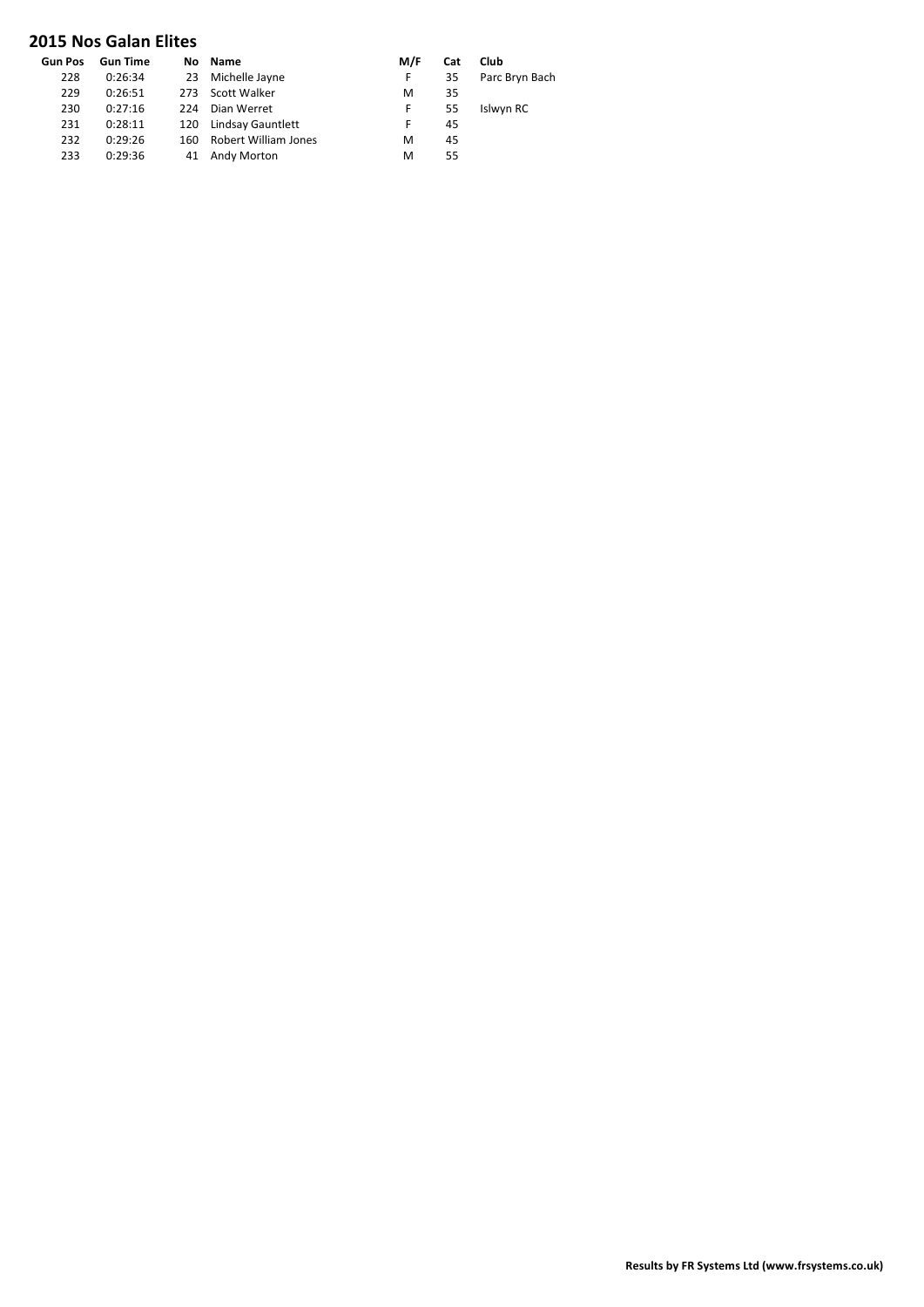## 2015 Nos Galan Elites

| Gun Pos | Gun Time | No | Name | M/F | Cat | Club |
|---|---|---|---|---|---|---|
| 228 | 0:26:34 | 23 | Michelle Jayne | F | 35 | Parc Bryn Bach |
| 229 | 0:26:51 | 273 | Scott Walker | M | 35 | |
| 230 | 0:27:16 | 224 | Dian Werret | F | 55 | Islwyn RC |
| 231 | 0:28:11 | 120 | Lindsay Gauntlett | F | 45 | |
| 232 | 0:29:26 | 160 | Robert William Jones | M | 45 | |
| 233 | 0:29:36 | 41 | Andy Morton | M | 55 | |

**Results by FR Systems Ltd (www.frsystems.co.uk)**